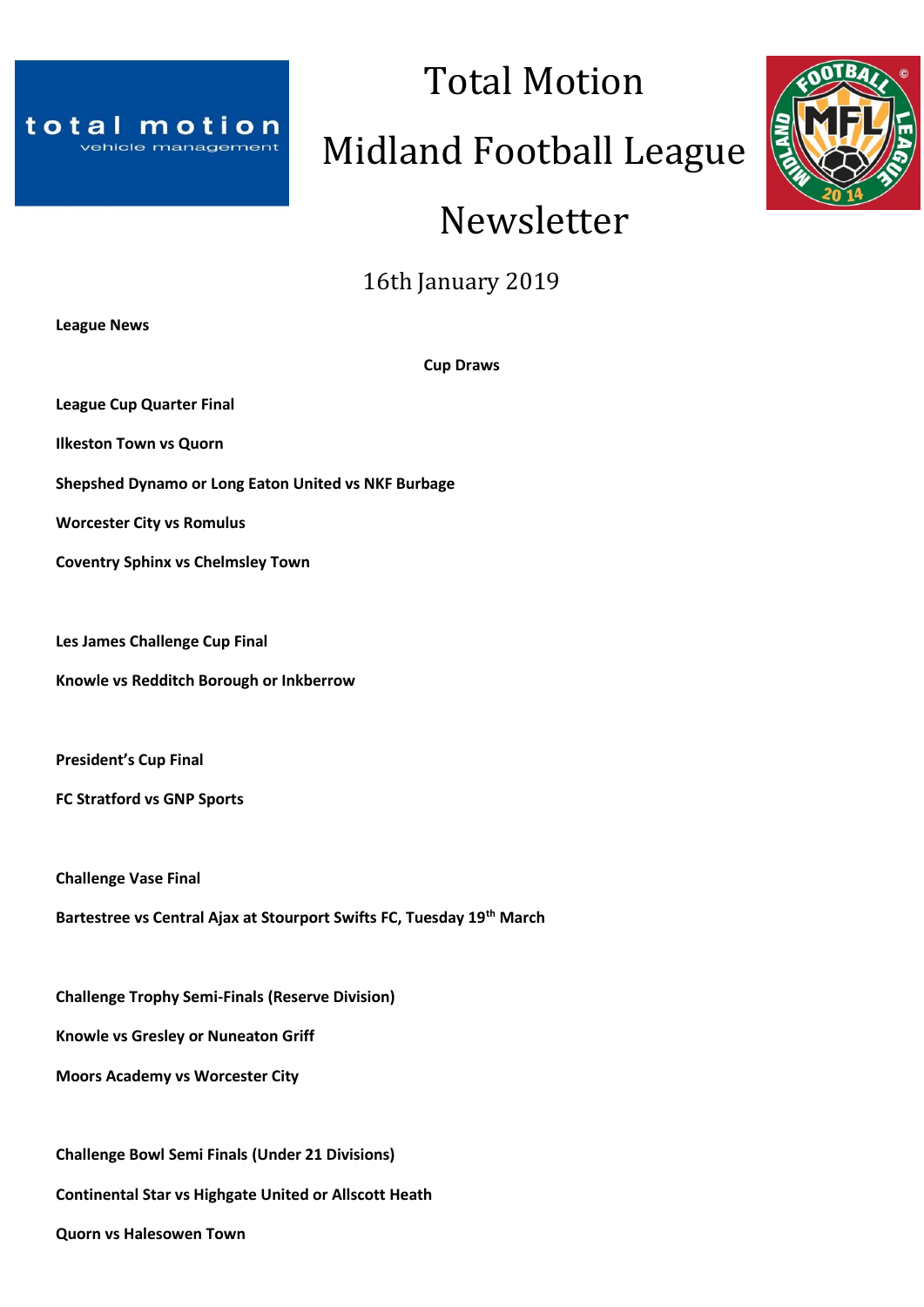# Total Motion Midland Football League Newsletter

16th January 2019

**League News**

**Cup Draws**

**League Cup Quarter Final**

**Ilkeston Town vs Quorn**

**Shepshed Dynamo or Long Eaton United vs NKF Burbage**

**Worcester City vs Romulus**

**Coventry Sphinx vs Chelmsley Town**

**Les James Challenge Cup Final**

**Knowle vs Redditch Borough or Inkberrow**

**President's Cup Final**

**FC Stratford vs GNP Sports**

**Challenge Vase Final**

**Bartestree vs Central Ajax at Stourport Swifts FC, Tuesday 19th March**

**Challenge Trophy Semi-Finals (Reserve Division)**

**Knowle vs Gresley or Nuneaton Griff**

**Moors Academy vs Worcester City**

**Challenge Bowl Semi Finals (Under 21 Divisions)**

**Continental Star vs Highgate United or Allscott Heath**

**Quorn vs Halesowen Town**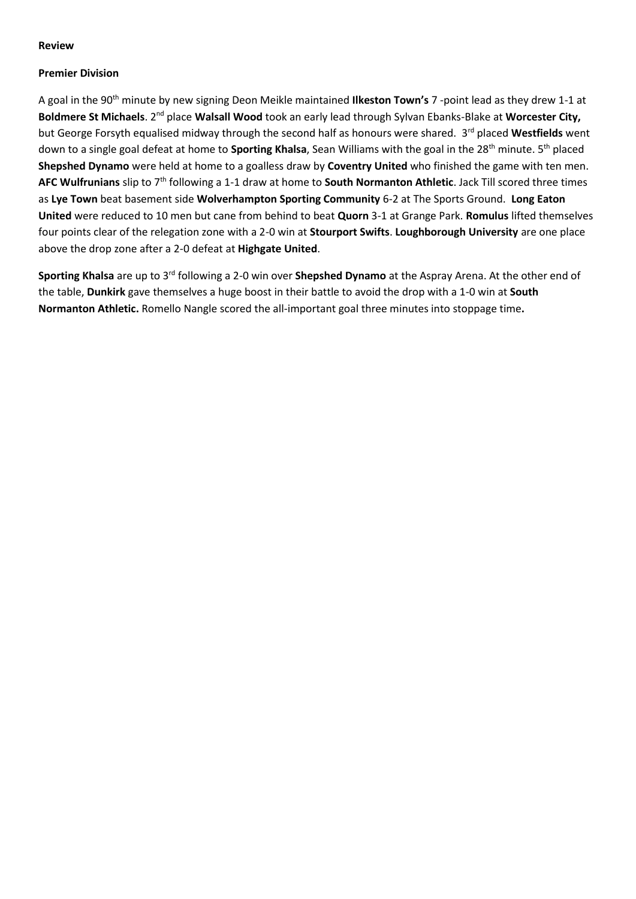**Review**

**Premier Division**

A goal in the 90th minute by new signing Deon Meikle maintained **Ilkeston Town's** 7 -point lead as they drew 1-1 at **Boldmere St Michaels**. 2nd place **Walsall Wood** took an early lead through Sylvan Ebanks-Blake at **Worcester City,** but George Forsyth equalised midway through the second half as honours were shared. 3rd placed **Westfields** went down to a single goal defeat at home to **Sporting Khalsa**, Sean Williams with the goal in the 28th minute. 5th placed **Shepshed Dynamo** were held at home to a goalless draw by **Coventry United** who finished the game with ten men. **AFC Wulfrunians** slip to 7th following a 1-1 draw at home to **South Normanton Athletic**. Jack Till scored three times as **Lye Town** beat basement side **Wolverhampton Sporting Community** 6-2 at The Sports Ground. **Long Eaton United** were reduced to 10 men but cane from behind to beat **Quorn** 3-1 at Grange Park. **Romulus** lifted themselves four points clear of the relegation zone with a 2-0 win at **Stourport Swifts**. **Loughborough University** are one place above the drop zone after a 2-0 defeat at **Highgate United**.

**Sporting Khalsa** are up to 3rd following a 2-0 win over **Shepshed Dynamo** at the Aspray Arena. At the other end of the table, **Dunkirk** gave themselves a huge boost in their battle to avoid the drop with a 1-0 win at **South Normanton Athletic.** Romello Nangle scored the all-important goal three minutes into stoppage time**.**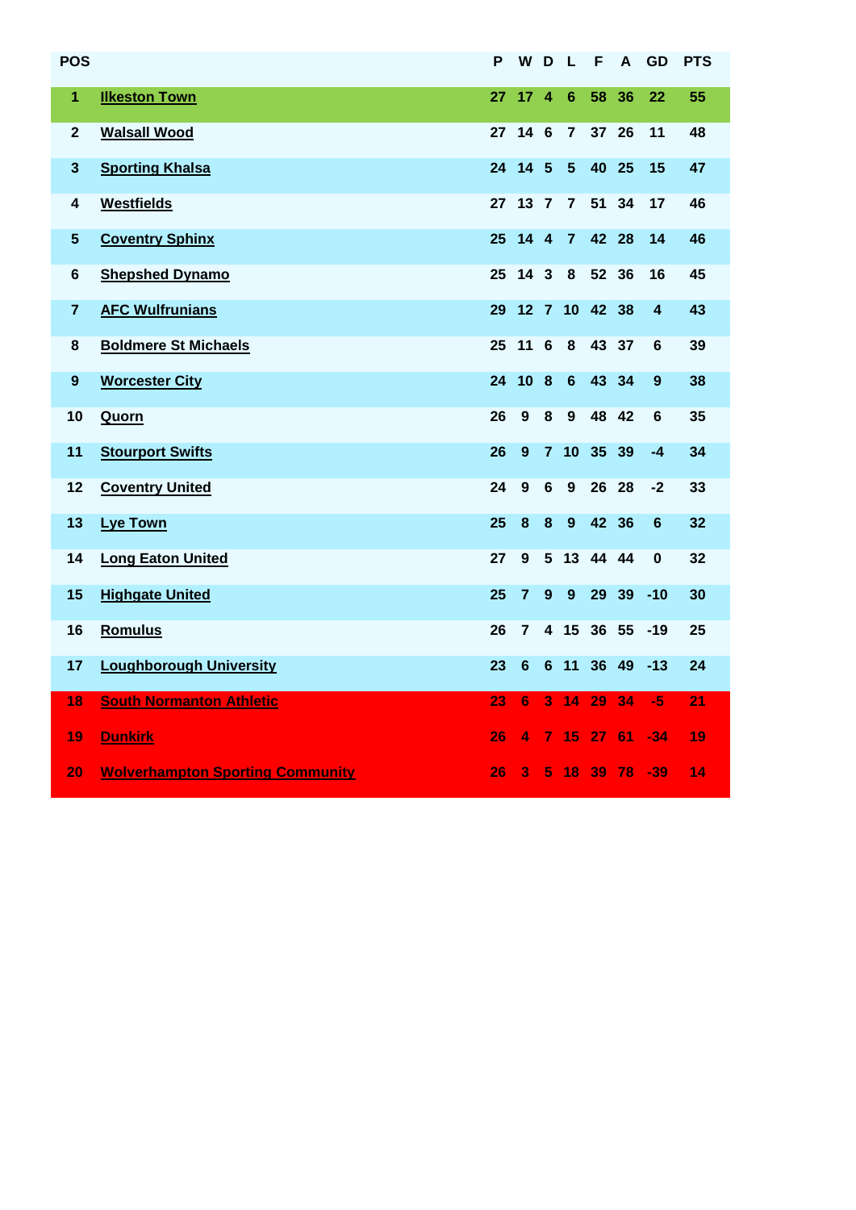| POS | | P | W | D | L | F | A | GD | PTS |
|---|---|---|---|---|---|---|---|---|---|
| 1 | Ilkeston Town | 27 | 17 | 4 | 6 | 58 | 36 | 22 | 55 |
| 2 | Walsall Wood | 27 | 14 | 6 | 7 | 37 | 26 | 11 | 48 |
| 3 | Sporting Khalsa | 24 | 14 | 5 | 5 | 40 | 25 | 15 | 47 |
| 4 | Westfields | 27 | 13 | 7 | 7 | 51 | 34 | 17 | 46 |
| 5 | Coventry Sphinx | 25 | 14 | 4 | 7 | 42 | 28 | 14 | 46 |
| 6 | Shepshed Dynamo | 25 | 14 | 3 | 8 | 52 | 36 | 16 | 45 |
| 7 | AFC Wulfrunians | 29 | 12 | 7 | 10 | 42 | 38 | 4 | 43 |
| 8 | Boldmere St Michaels | 25 | 11 | 6 | 8 | 43 | 37 | 6 | 39 |
| 9 | Worcester City | 24 | 10 | 8 | 6 | 43 | 34 | 9 | 38 |
| 10 | Quorn | 26 | 9 | 8 | 9 | 48 | 42 | 6 | 35 |
| 11 | Stourport Swifts | 26 | 9 | 7 | 10 | 35 | 39 | -4 | 34 |
| 12 | Coventry United | 24 | 9 | 6 | 9 | 26 | 28 | -2 | 33 |
| 13 | Lye Town | 25 | 8 | 8 | 9 | 42 | 36 | 6 | 32 |
| 14 | Long Eaton United | 27 | 9 | 5 | 13 | 44 | 44 | 0 | 32 |
| 15 | Highgate United | 25 | 7 | 9 | 9 | 29 | 39 | -10 | 30 |
| 16 | Romulus | 26 | 7 | 4 | 15 | 36 | 55 | -19 | 25 |
| 17 | Loughborough University | 23 | 6 | 6 | 11 | 36 | 49 | -13 | 24 |
| 18 | South Normanton Athletic | 23 | 6 | 3 | 14 | 29 | 34 | -5 | 21 |
| 19 | Dunkirk | 26 | 4 | 7 | 15 | 27 | 61 | -34 | 19 |
| 20 | Wolverhampton Sporting Community | 26 | 3 | 5 | 18 | 39 | 78 | -39 | 14 |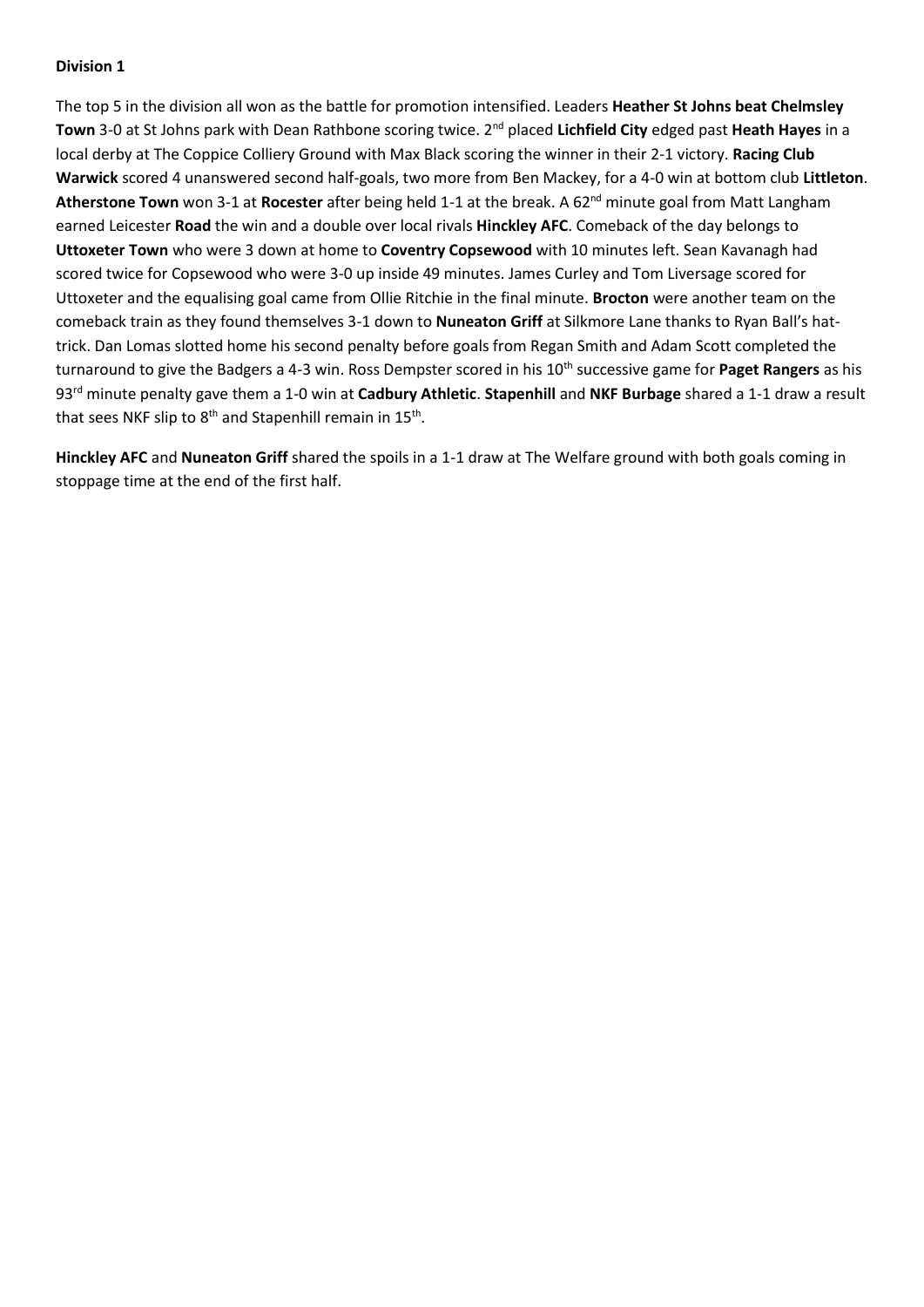**Division 1**

The top 5 in the division all won as the battle for promotion intensified. Leaders **Heather St Johns beat Chelmsley Town** 3-0 at St Johns park with Dean Rathbone scoring twice. 2nd placed **Lichfield City** edged past **Heath Hayes** in a local derby at The Coppice Colliery Ground with Max Black scoring the winner in their 2-1 victory. **Racing Club Warwick** scored 4 unanswered second half-goals, two more from Ben Mackey, for a 4-0 win at bottom club **Littleton**. **Atherstone Town** won 3-1 at **Rocester** after being held 1-1 at the break. A 62nd minute goal from Matt Langham earned Leicester **Road** the win and a double over local rivals **Hinckley AFC**. Comeback of the day belongs to **Uttoxeter Town** who were 3 down at home to **Coventry Copsewood** with 10 minutes left. Sean Kavanagh had scored twice for Copsewood who were 3-0 up inside 49 minutes. James Curley and Tom Liversage scored for Uttoxeter and the equalising goal came from Ollie Ritchie in the final minute. **Brocton** were another team on the comeback train as they found themselves 3-1 down to **Nuneaton Griff** at Silkmore Lane thanks to Ryan Ball's hat-trick. Dan Lomas slotted home his second penalty before goals from Regan Smith and Adam Scott completed the turnaround to give the Badgers a 4-3 win. Ross Dempster scored in his 10th successive game for **Paget Rangers** as his 93rd minute penalty gave them a 1-0 win at **Cadbury Athletic**. **Stapenhill** and **NKF Burbage** shared a 1-1 draw a result that sees NKF slip to 8th and Stapenhill remain in 15th.

**Hinckley AFC** and **Nuneaton Griff** shared the spoils in a 1-1 draw at The Welfare ground with both goals coming in stoppage time at the end of the first half.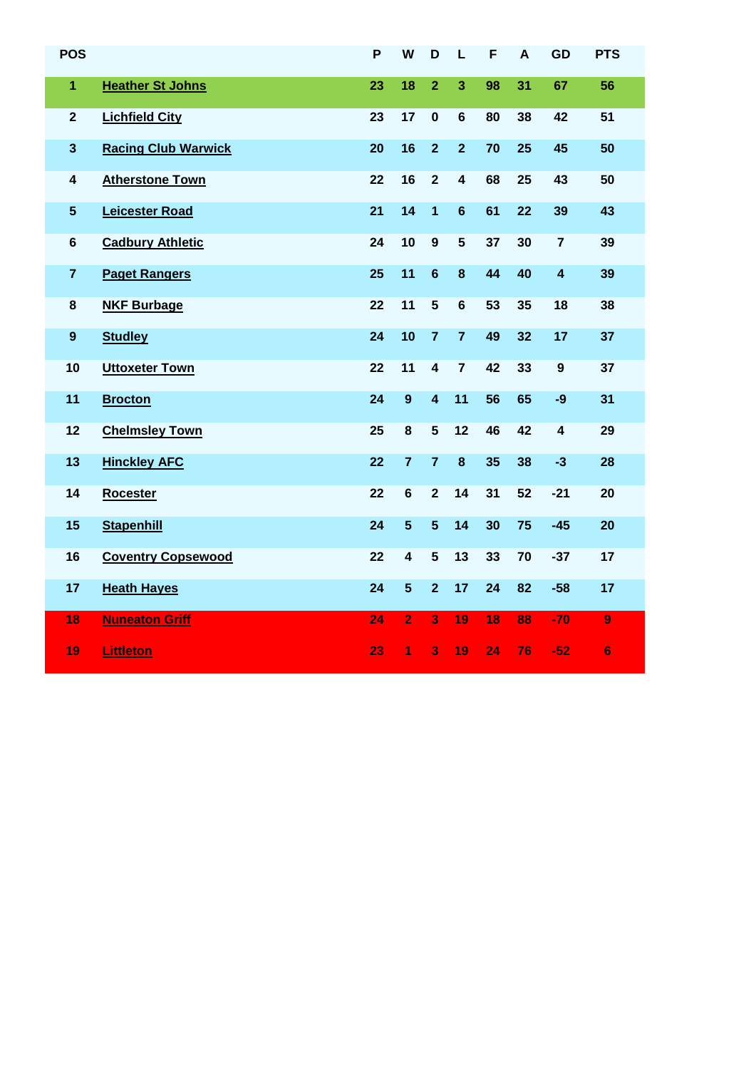| POS | | P | W | D | L | F | A | GD | PTS |
|---|---|---|---|---|---|---|---|---|---|
| 1 | Heather St Johns | 23 | 18 | 2 | 3 | 98 | 31 | 67 | 56 |
| 2 | Lichfield City | 23 | 17 | 0 | 6 | 80 | 38 | 42 | 51 |
| 3 | Racing Club Warwick | 20 | 16 | 2 | 2 | 70 | 25 | 45 | 50 |
| 4 | Atherstone Town | 22 | 16 | 2 | 4 | 68 | 25 | 43 | 50 |
| 5 | Leicester Road | 21 | 14 | 1 | 6 | 61 | 22 | 39 | 43 |
| 6 | Cadbury Athletic | 24 | 10 | 9 | 5 | 37 | 30 | 7 | 39 |
| 7 | Paget Rangers | 25 | 11 | 6 | 8 | 44 | 40 | 4 | 39 |
| 8 | NKF Burbage | 22 | 11 | 5 | 6 | 53 | 35 | 18 | 38 |
| 9 | Studley | 24 | 10 | 7 | 7 | 49 | 32 | 17 | 37 |
| 10 | Uttoxeter Town | 22 | 11 | 4 | 7 | 42 | 33 | 9 | 37 |
| 11 | Brocton | 24 | 9 | 4 | 11 | 56 | 65 | -9 | 31 |
| 12 | Chelmsley Town | 25 | 8 | 5 | 12 | 46 | 42 | 4 | 29 |
| 13 | Hinckley AFC | 22 | 7 | 7 | 8 | 35 | 38 | -3 | 28 |
| 14 | Rocester | 22 | 6 | 2 | 14 | 31 | 52 | -21 | 20 |
| 15 | Stapenhill | 24 | 5 | 5 | 14 | 30 | 75 | -45 | 20 |
| 16 | Coventry Copsewood | 22 | 4 | 5 | 13 | 33 | 70 | -37 | 17 |
| 17 | Heath Hayes | 24 | 5 | 2 | 17 | 24 | 82 | -58 | 17 |
| 18 | Nuneaton Griff | 24 | 2 | 3 | 19 | 18 | 88 | -70 | 9 |
| 19 | Littleton | 23 | 1 | 3 | 19 | 24 | 76 | -52 | 6 |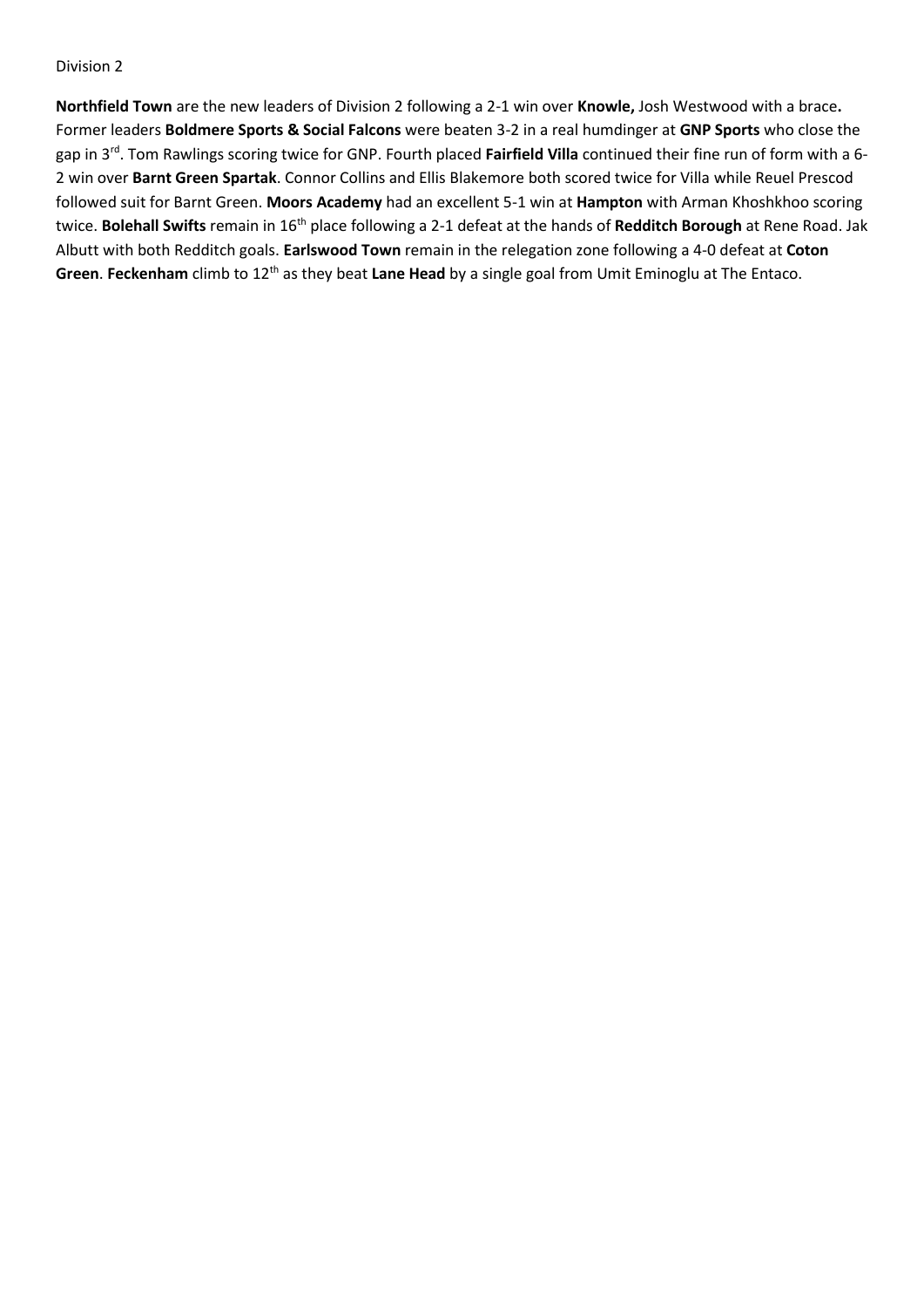Division 2

**Northfield Town** are the new leaders of Division 2 following a 2-1 win over **Knowle,** Josh Westwood with a brace**.** Former leaders **Boldmere Sports & Social Falcons** were beaten 3-2 in a real humdinger at **GNP Sports** who close the gap in 3rd. Tom Rawlings scoring twice for GNP. Fourth placed **Fairfield Villa** continued their fine run of form with a 6-2 win over **Barnt Green Spartak**. Connor Collins and Ellis Blakemore both scored twice for Villa while Reuel Prescod followed suit for Barnt Green. **Moors Academy** had an excellent 5-1 win at **Hampton** with Arman Khoshkhoo scoring twice. **Bolehall Swifts** remain in 16th place following a 2-1 defeat at the hands of **Redditch Borough** at Rene Road. Jak Albutt with both Redditch goals. **Earlswood Town** remain in the relegation zone following a 4-0 defeat at **Coton Green**. **Feckenham** climb to 12th as they beat **Lane Head** by a single goal from Umit Eminoglu at The Entaco.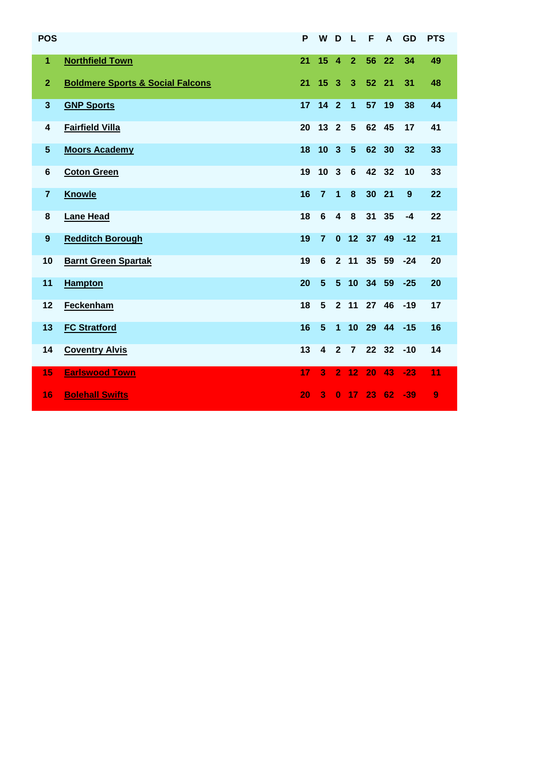| POS | | P | W | D | L | F | A | GD | PTS |
|---|---|---|---|---|---|---|---|---|---|
| 1 | Northfield Town | 21 | 15 | 4 | 2 | 56 | 22 | 34 | 49 |
| 2 | Boldmere Sports & Social Falcons | 21 | 15 | 3 | 3 | 52 | 21 | 31 | 48 |
| 3 | GNP Sports | 17 | 14 | 2 | 1 | 57 | 19 | 38 | 44 |
| 4 | Fairfield Villa | 20 | 13 | 2 | 5 | 62 | 45 | 17 | 41 |
| 5 | Moors Academy | 18 | 10 | 3 | 5 | 62 | 30 | 32 | 33 |
| 6 | Coton Green | 19 | 10 | 3 | 6 | 42 | 32 | 10 | 33 |
| 7 | Knowle | 16 | 7 | 1 | 8 | 30 | 21 | 9 | 22 |
| 8 | Lane Head | 18 | 6 | 4 | 8 | 31 | 35 | -4 | 22 |
| 9 | Redditch Borough | 19 | 7 | 0 | 12 | 37 | 49 | -12 | 21 |
| 10 | Barnt Green Spartak | 19 | 6 | 2 | 11 | 35 | 59 | -24 | 20 |
| 11 | Hampton | 20 | 5 | 5 | 10 | 34 | 59 | -25 | 20 |
| 12 | Feckenham | 18 | 5 | 2 | 11 | 27 | 46 | -19 | 17 |
| 13 | FC Stratford | 16 | 5 | 1 | 10 | 29 | 44 | -15 | 16 |
| 14 | Coventry Alvis | 13 | 4 | 2 | 7 | 22 | 32 | -10 | 14 |
| 15 | Earlswood Town | 17 | 3 | 2 | 12 | 20 | 43 | -23 | 11 |
| 16 | Bolehall Swifts | 20 | 3 | 0 | 17 | 23 | 62 | -39 | 9 |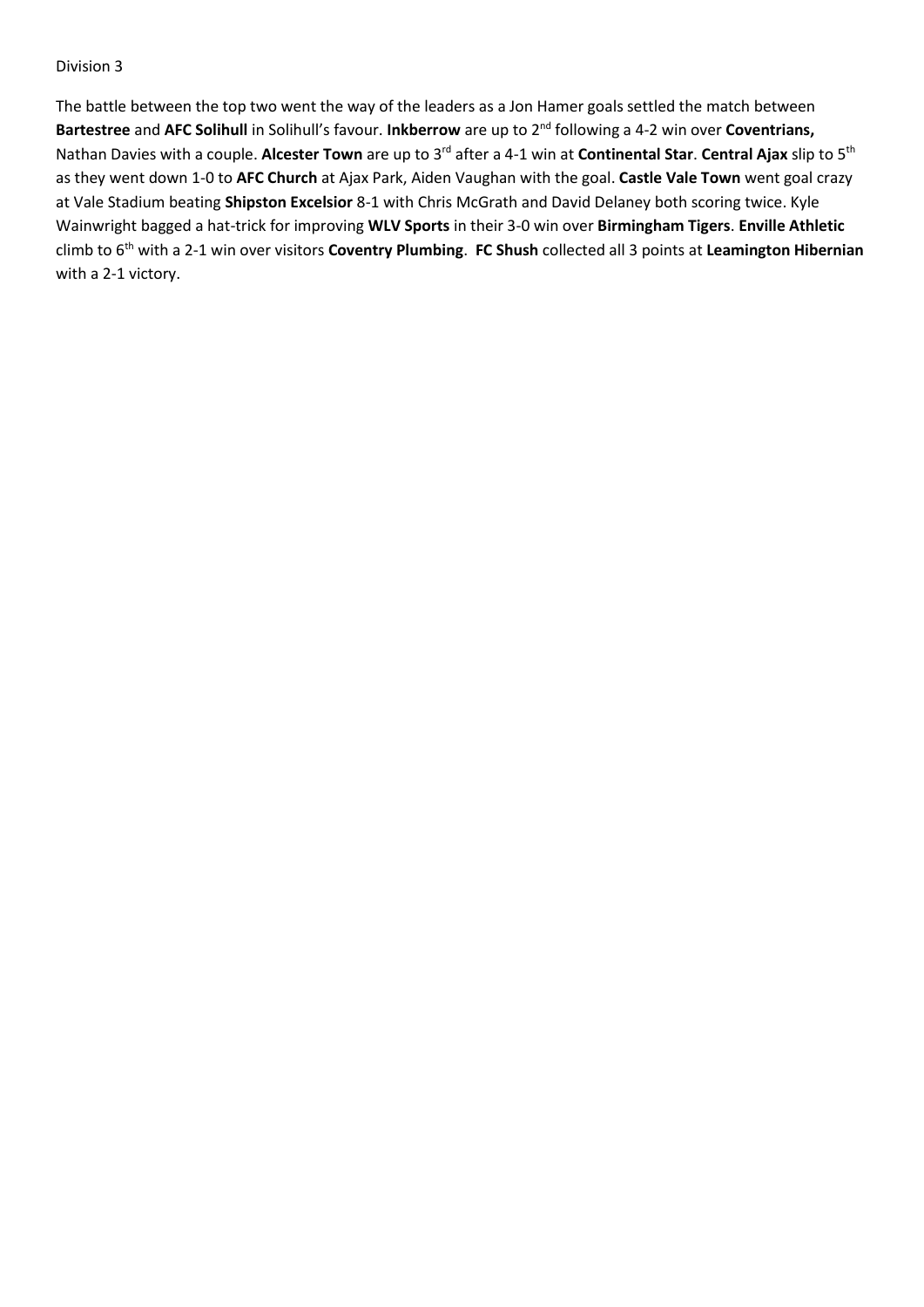Division 3

The battle between the top two went the way of the leaders as a Jon Hamer goals settled the match between **Bartestree** and **AFC Solihull** in Solihull's favour. **Inkberrow** are up to 2nd following a 4-2 win over **Coventrians,** Nathan Davies with a couple. **Alcester Town** are up to 3rd after a 4-1 win at **Continental Star**. **Central Ajax** slip to 5th as they went down 1-0 to **AFC Church** at Ajax Park, Aiden Vaughan with the goal. **Castle Vale Town** went goal crazy at Vale Stadium beating **Shipston Excelsior** 8-1 with Chris McGrath and David Delaney both scoring twice. Kyle Wainwright bagged a hat-trick for improving **WLV Sports** in their 3-0 win over **Birmingham Tigers**. **Enville Athletic** climb to 6th with a 2-1 win over visitors **Coventry Plumbing**. **FC Shush** collected all 3 points at **Leamington Hibernian** with a 2-1 victory.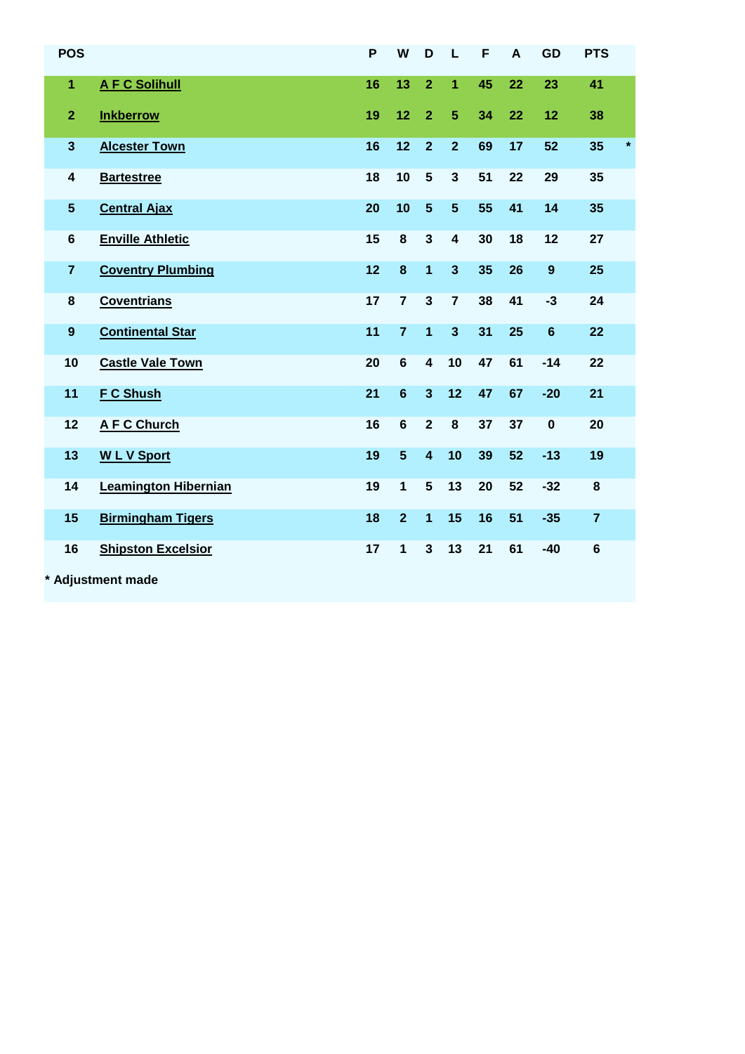| POS | | P | W | D | L | F | A | GD | PTS | |
|---|---|---|---|---|---|---|---|---|---|---|
| 1 | A F C Solihull | 16 | 13 | 2 | 1 | 45 | 22 | 23 | 41 | |
| 2 | Inkberrow | 19 | 12 | 2 | 5 | 34 | 22 | 12 | 38 | |
| 3 | Alcester Town | 16 | 12 | 2 | 2 | 69 | 17 | 52 | 35 | * |
| 4 | Bartestree | 18 | 10 | 5 | 3 | 51 | 22 | 29 | 35 | |
| 5 | Central Ajax | 20 | 10 | 5 | 5 | 55 | 41 | 14 | 35 | |
| 6 | Enville Athletic | 15 | 8 | 3 | 4 | 30 | 18 | 12 | 27 | |
| 7 | Coventry Plumbing | 12 | 8 | 1 | 3 | 35 | 26 | 9 | 25 | |
| 8 | Coventrians | 17 | 7 | 3 | 7 | 38 | 41 | -3 | 24 | |
| 9 | Continental Star | 11 | 7 | 1 | 3 | 31 | 25 | 6 | 22 | |
| 10 | Castle Vale Town | 20 | 6 | 4 | 10 | 47 | 61 | -14 | 22 | |
| 11 | F C Shush | 21 | 6 | 3 | 12 | 47 | 67 | -20 | 21 | |
| 12 | A F C Church | 16 | 6 | 2 | 8 | 37 | 37 | 0 | 20 | |
| 13 | W L V Sport | 19 | 5 | 4 | 10 | 39 | 52 | -13 | 19 | |
| 14 | Leamington Hibernian | 19 | 1 | 5 | 13 | 20 | 52 | -32 | 8 | |
| 15 | Birmingham Tigers | 18 | 2 | 1 | 15 | 16 | 51 | -35 | 7 | |
| 16 | Shipston Excelsior | 17 | 1 | 3 | 13 | 21 | 61 | -40 | 6 | |

* Adjustment made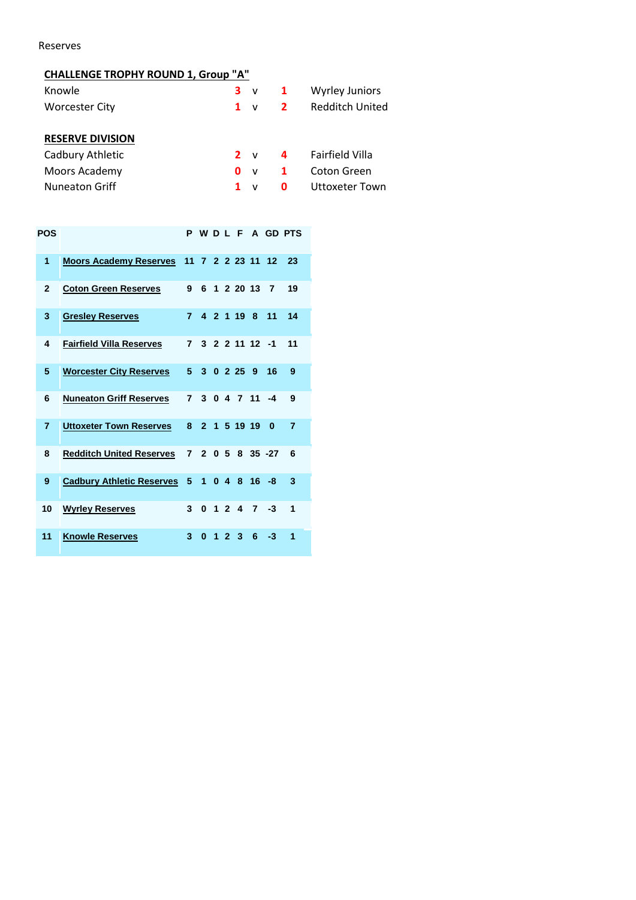Reserves

## CHALLENGE TROPHY ROUND 1, Group "A"

| | | | | |
|---|---|---|---|---|
| Knowle | 3 | v | 1 | Wyrley Juniors |
| Worcester City | 1 | v | 2 | Redditch United |

## RESERVE DIVISION

| | | | | |
|---|---|---|---|---|
| Cadbury Athletic | 2 | v | 4 | Fairfield Villa |
| Moors Academy | 0 | v | 1 | Coton Green |
| Nuneaton Griff | 1 | v | 0 | Uttoxeter Town |

| POS | | P | W | D | L | F | A | GD | PTS |
|---|---|---|---|---|---|---|---|---|---|
| 1 | Moors Academy Reserves | 11 | 7 | 2 | 2 | 23 | 11 | 12 | 23 |
| 2 | Coton Green Reserves | 9 | 6 | 1 | 2 | 20 | 13 | 7 | 19 |
| 3 | Gresley Reserves | 7 | 4 | 2 | 1 | 19 | 8 | 11 | 14 |
| 4 | Fairfield Villa Reserves | 7 | 3 | 2 | 2 | 11 | 12 | -1 | 11 |
| 5 | Worcester City Reserves | 5 | 3 | 0 | 2 | 25 | 9 | 16 | 9 |
| 6 | Nuneaton Griff Reserves | 7 | 3 | 0 | 4 | 7 | 11 | -4 | 9 |
| 7 | Uttoxeter Town Reserves | 8 | 2 | 1 | 5 | 19 | 19 | 0 | 7 |
| 8 | Redditch United Reserves | 7 | 2 | 0 | 5 | 8 | 35 | -27 | 6 |
| 9 | Cadbury Athletic Reserves | 5 | 1 | 0 | 4 | 8 | 16 | -8 | 3 |
| 10 | Wyrley Reserves | 3 | 0 | 1 | 2 | 4 | 7 | -3 | 1 |
| 11 | Knowle Reserves | 3 | 0 | 1 | 2 | 3 | 6 | -3 | 1 |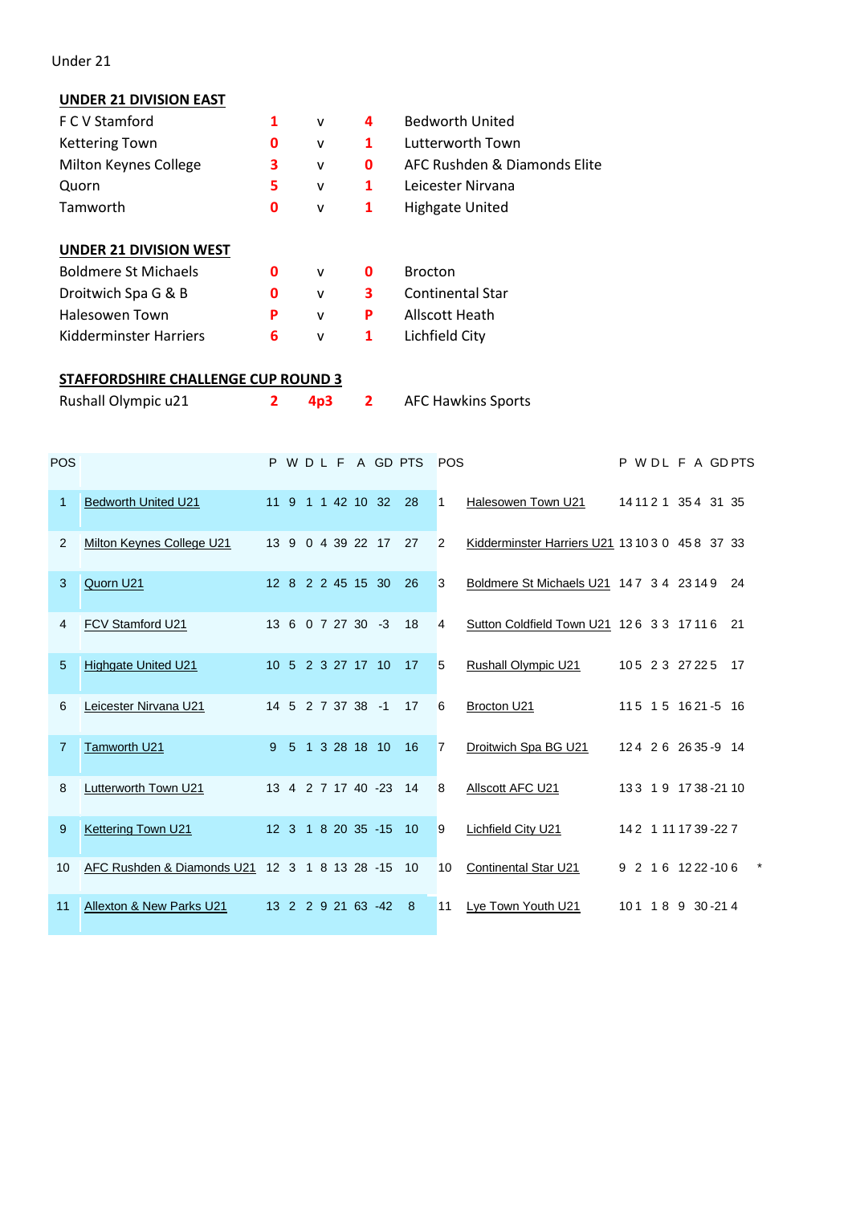Under 21

## UNDER 21 DIVISION EAST

| | | | | |
|---|---|---|---|---|
| F C V Stamford | 1 | v | 4 | Bedworth United |
| Kettering Town | 0 | v | 1 | Lutterworth Town |
| Milton Keynes College | 3 | v | 0 | AFC Rushden & Diamonds Elite |
| Quorn | 5 | v | 1 | Leicester Nirvana |
| Tamworth | 0 | v | 1 | Highgate United |

## UNDER 21 DIVISION WEST

| | | | | |
|---|---|---|---|---|
| Boldmere St Michaels | 0 | v | 0 | Brocton |
| Droitwich Spa G & B | 0 | v | 3 | Continental Star |
| Halesowen Town | P | v | P | Allscott Heath |
| Kidderminster Harriers | 6 | v | 1 | Lichfield City |

## STAFFORDSHIRE CHALLENGE CUP ROUND 3

| | | | | |
|---|---|---|---|---|
| Rushall Olympic u21 | 2 | 4p3 | 2 | AFC Hawkins Sports |

| POS | | P | W | D | L | F | A | GD | PTS |
|---|---|---|---|---|---|---|---|---|---|
| 1 | Bedworth United U21 | 11 | 9 | 1 | 1 | 42 | 10 | 32 | 28 |
| 2 | Milton Keynes College U21 | 13 | 9 | 0 | 4 | 39 | 22 | 17 | 27 |
| 3 | Quorn U21 | 12 | 8 | 2 | 2 | 45 | 15 | 30 | 26 |
| 4 | FCV Stamford U21 | 13 | 6 | 0 | 7 | 27 | 30 | -3 | 18 |
| 5 | Highgate United U21 | 10 | 5 | 2 | 3 | 27 | 17 | 10 | 17 |
| 6 | Leicester Nirvana U21 | 14 | 5 | 2 | 7 | 37 | 38 | -1 | 17 |
| 7 | Tamworth U21 | 9 | 5 | 1 | 3 | 28 | 18 | 10 | 16 |
| 8 | Lutterworth Town U21 | 13 | 4 | 2 | 7 | 17 | 40 | -23 | 14 |
| 9 | Kettering Town U21 | 12 | 3 | 1 | 8 | 20 | 35 | -15 | 10 |
| 10 | AFC Rushden & Diamonds U21 | 12 | 3 | 1 | 8 | 13 | 28 | -15 | 10 |
| 11 | Allexton & New Parks U21 | 13 | 2 | 2 | 9 | 21 | 63 | -42 | 8 |

| POS | | P | W | D | L | F | A | GD | PTS | |
|---|---|---|---|---|---|---|---|---|---|---|
| 1 | Halesowen Town U21 | 14 | 11 | 2 | 1 | 35 | 4 | 31 | 35 | |
| 2 | Kidderminster Harriers U21 | 13 | 10 | 3 | 0 | 45 | 8 | 37 | 33 | |
| 3 | Boldmere St Michaels U21 | 14 | 7 | 3 | 4 | 23 | 14 | 9 | 24 | |
| 4 | Sutton Coldfield Town U21 | 12 | 6 | 3 | 3 | 17 | 11 | 6 | 21 | |
| 5 | Rushall Olympic U21 | 10 | 5 | 2 | 3 | 27 | 22 | 5 | 17 | |
| 6 | Brocton U21 | 11 | 5 | 1 | 5 | 16 | 21 | -5 | 16 | |
| 7 | Droitwich Spa BG U21 | 12 | 4 | 2 | 6 | 26 | 35 | -9 | 14 | |
| 8 | Allscott AFC U21 | 13 | 3 | 1 | 9 | 17 | 38 | -21 | 10 | |
| 9 | Lichfield City U21 | 14 | 2 | 1 | 11 | 17 | 39 | -22 | 7 | |
| 10 | Continental Star U21 | 9 | 2 | 1 | 6 | 12 | 22 | -10 | 6 | * |
| 11 | Lye Town Youth U21 | 10 | 1 | 1 | 8 | 9 | 30 | -21 | 4 | |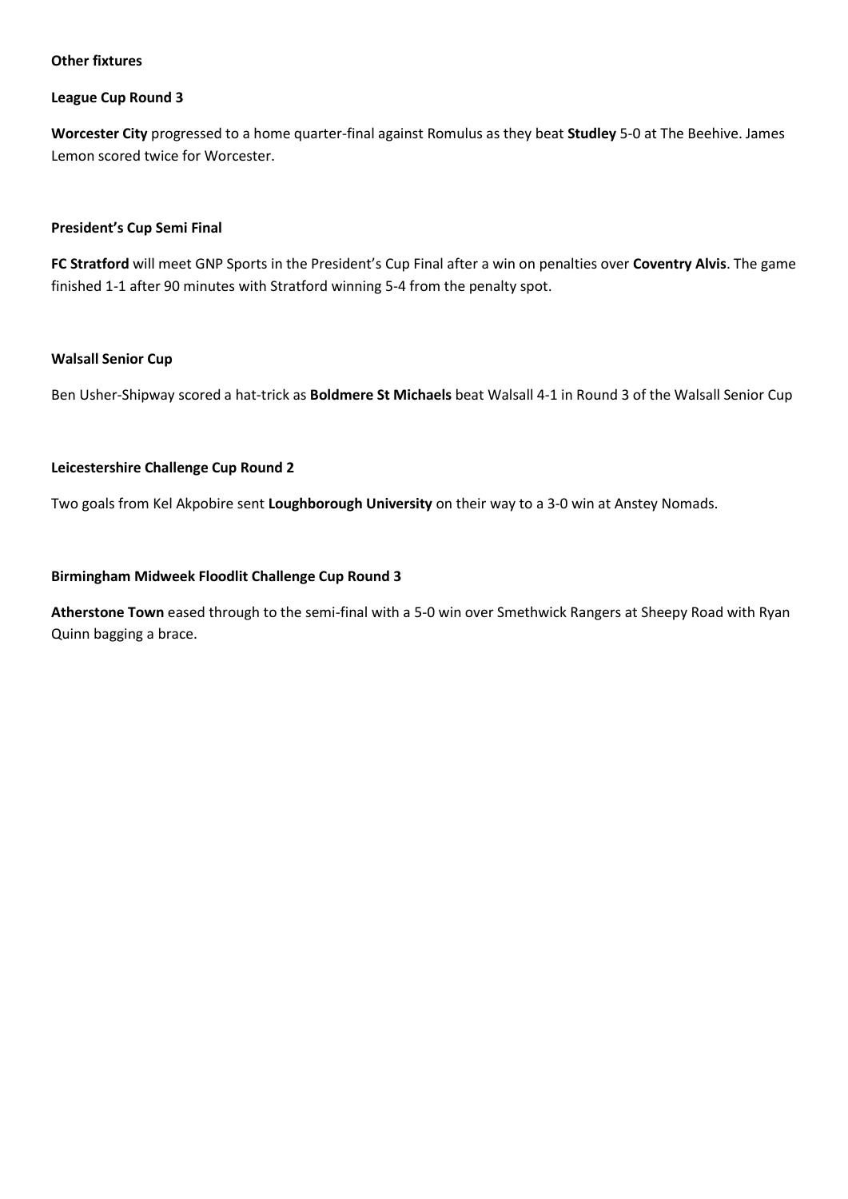**Other fixtures**

**League Cup Round 3**

**Worcester City** progressed to a home quarter-final against Romulus as they beat **Studley** 5-0 at The Beehive. James Lemon scored twice for Worcester.

**President's Cup Semi Final**

**FC Stratford** will meet GNP Sports in the President's Cup Final after a win on penalties over **Coventry Alvis**. The game finished 1-1 after 90 minutes with Stratford winning 5-4 from the penalty spot.

**Walsall Senior Cup**

Ben Usher-Shipway scored a hat-trick as **Boldmere St Michaels** beat Walsall 4-1 in Round 3 of the Walsall Senior Cup

**Leicestershire Challenge Cup Round 2**

Two goals from Kel Akpobire sent **Loughborough University** on their way to a 3-0 win at Anstey Nomads.

**Birmingham Midweek Floodlit Challenge Cup Round 3**

**Atherstone Town** eased through to the semi-final with a 5-0 win over Smethwick Rangers at Sheepy Road with Ryan Quinn bagging a brace.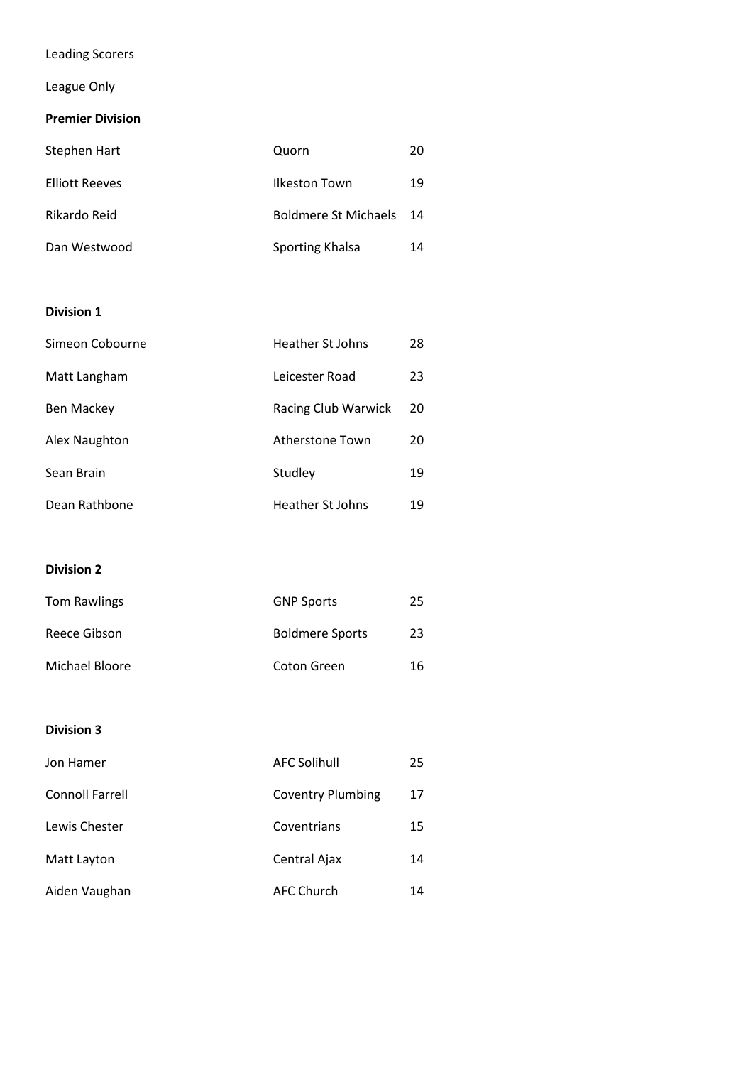Leading Scorers

League Only

**Premier Division**

| | | |
|---|---|---|
| Stephen Hart | Quorn | 20 |
| Elliott Reeves | Ilkeston Town | 19 |
| Rikardo Reid | Boldmere St Michaels | 14 |
| Dan Westwood | Sporting Khalsa | 14 |

**Division 1**

| | | |
|---|---|---|
| Simeon Cobourne | Heather St Johns | 28 |
| Matt Langham | Leicester Road | 23 |
| Ben Mackey | Racing Club Warwick | 20 |
| Alex Naughton | Atherstone Town | 20 |
| Sean Brain | Studley | 19 |
| Dean Rathbone | Heather St Johns | 19 |

**Division 2**

| | | |
|---|---|---|
| Tom Rawlings | GNP Sports | 25 |
| Reece Gibson | Boldmere Sports | 23 |
| Michael Bloore | Coton Green | 16 |

**Division 3**

| | | |
|---|---|---|
| Jon Hamer | AFC Solihull | 25 |
| Connoll Farrell | Coventry Plumbing | 17 |
| Lewis Chester | Coventrians | 15 |
| Matt Layton | Central Ajax | 14 |
| Aiden Vaughan | AFC Church | 14 |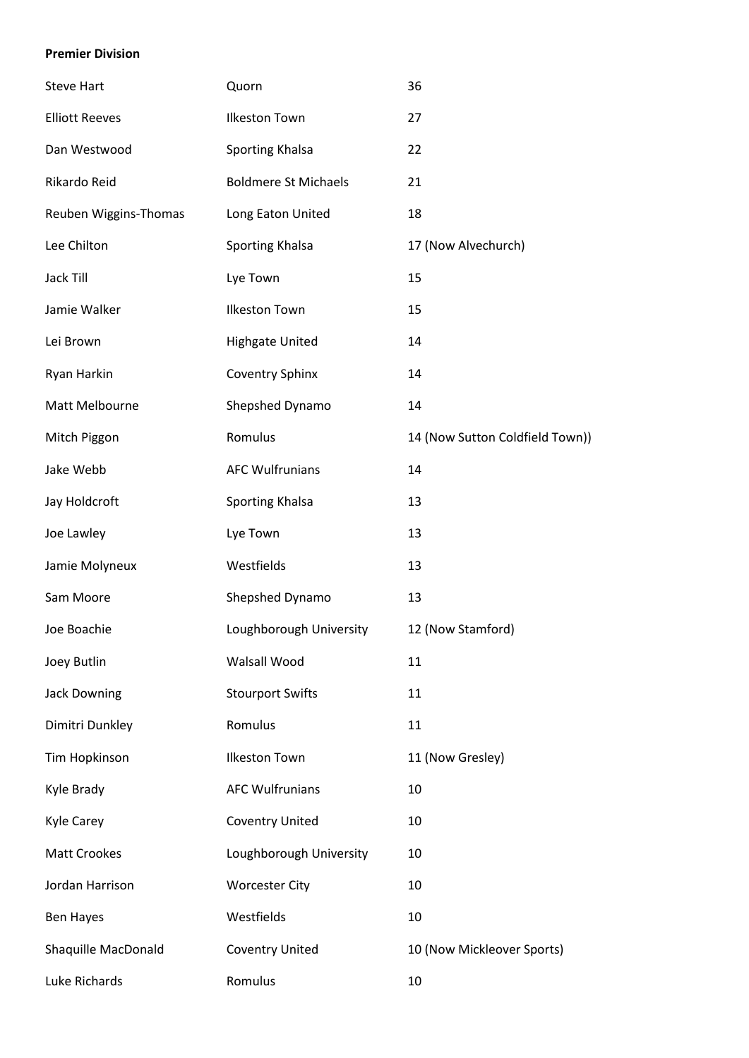**Premier Division**

| | | |
|---|---|---|
| Steve Hart | Quorn | 36 |
| Elliott Reeves | Ilkeston Town | 27 |
| Dan Westwood | Sporting Khalsa | 22 |
| Rikardo Reid | Boldmere St Michaels | 21 |
| Reuben Wiggins-Thomas | Long Eaton United | 18 |
| Lee Chilton | Sporting Khalsa | 17 (Now Alvechurch) |
| Jack Till | Lye Town | 15 |
| Jamie Walker | Ilkeston Town | 15 |
| Lei Brown | Highgate United | 14 |
| Ryan Harkin | Coventry Sphinx | 14 |
| Matt Melbourne | Shepshed Dynamo | 14 |
| Mitch Piggon | Romulus | 14 (Now Sutton Coldfield Town)) |
| Jake Webb | AFC Wulfrunians | 14 |
| Jay Holdcroft | Sporting Khalsa | 13 |
| Joe Lawley | Lye Town | 13 |
| Jamie Molyneux | Westfields | 13 |
| Sam Moore | Shepshed Dynamo | 13 |
| Joe Boachie | Loughborough University | 12 (Now Stamford) |
| Joey Butlin | Walsall Wood | 11 |
| Jack Downing | Stourport Swifts | 11 |
| Dimitri Dunkley | Romulus | 11 |
| Tim Hopkinson | Ilkeston Town | 11 (Now Gresley) |
| Kyle Brady | AFC Wulfrunians | 10 |
| Kyle Carey | Coventry United | 10 |
| Matt Crookes | Loughborough University | 10 |
| Jordan Harrison | Worcester City | 10 |
| Ben Hayes | Westfields | 10 |
| Shaquille MacDonald | Coventry United | 10 (Now Mickleover Sports) |
| Luke Richards | Romulus | 10 |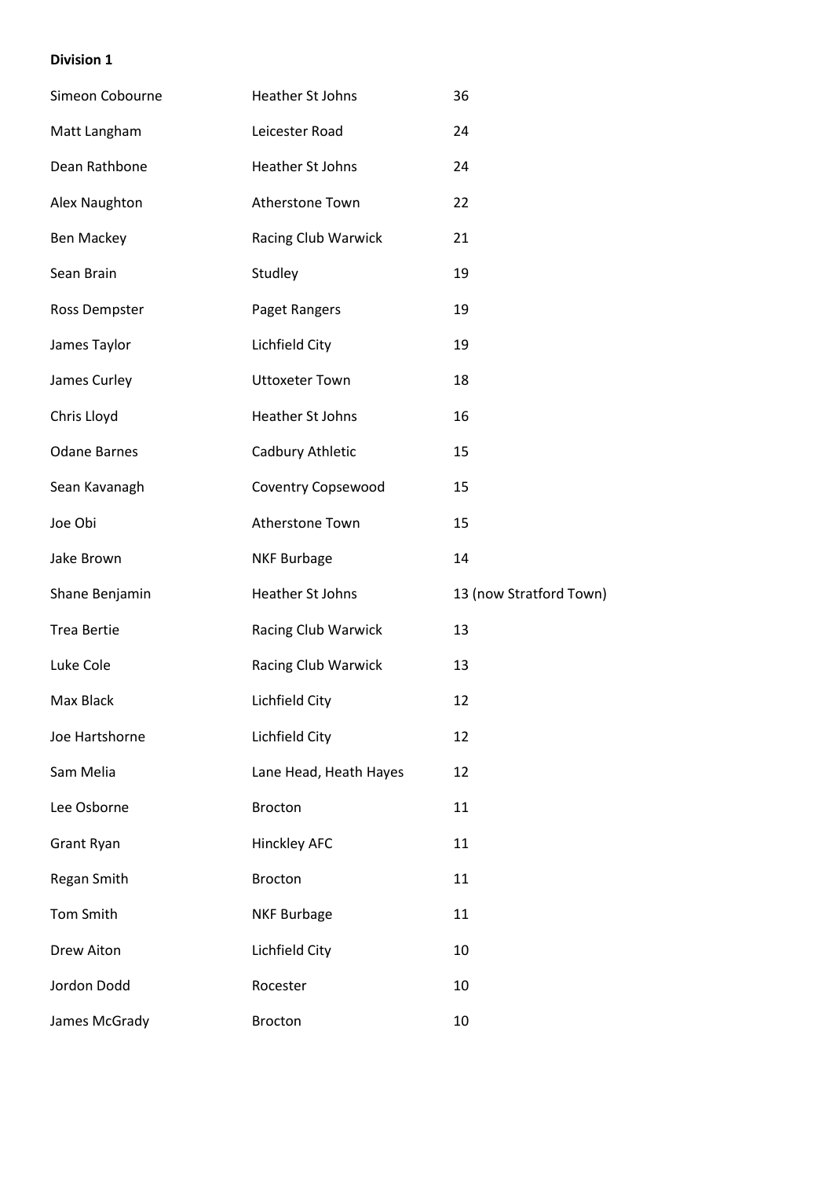**Division 1**

| | | |
|---|---|---|
| Simeon Cobourne | Heather St Johns | 36 |
| Matt Langham | Leicester Road | 24 |
| Dean Rathbone | Heather St Johns | 24 |
| Alex Naughton | Atherstone Town | 22 |
| Ben Mackey | Racing Club Warwick | 21 |
| Sean Brain | Studley | 19 |
| Ross Dempster | Paget Rangers | 19 |
| James Taylor | Lichfield City | 19 |
| James Curley | Uttoxeter Town | 18 |
| Chris Lloyd | Heather St Johns | 16 |
| Odane Barnes | Cadbury Athletic | 15 |
| Sean Kavanagh | Coventry Copsewood | 15 |
| Joe Obi | Atherstone Town | 15 |
| Jake Brown | NKF Burbage | 14 |
| Shane Benjamin | Heather St Johns | 13 (now Stratford Town) |
| Trea Bertie | Racing Club Warwick | 13 |
| Luke Cole | Racing Club Warwick | 13 |
| Max Black | Lichfield City | 12 |
| Joe Hartshorne | Lichfield City | 12 |
| Sam Melia | Lane Head, Heath Hayes | 12 |
| Lee Osborne | Brocton | 11 |
| Grant Ryan | Hinckley AFC | 11 |
| Regan Smith | Brocton | 11 |
| Tom Smith | NKF Burbage | 11 |
| Drew Aiton | Lichfield City | 10 |
| Jordon Dodd | Rocester | 10 |
| James McGrady | Brocton | 10 |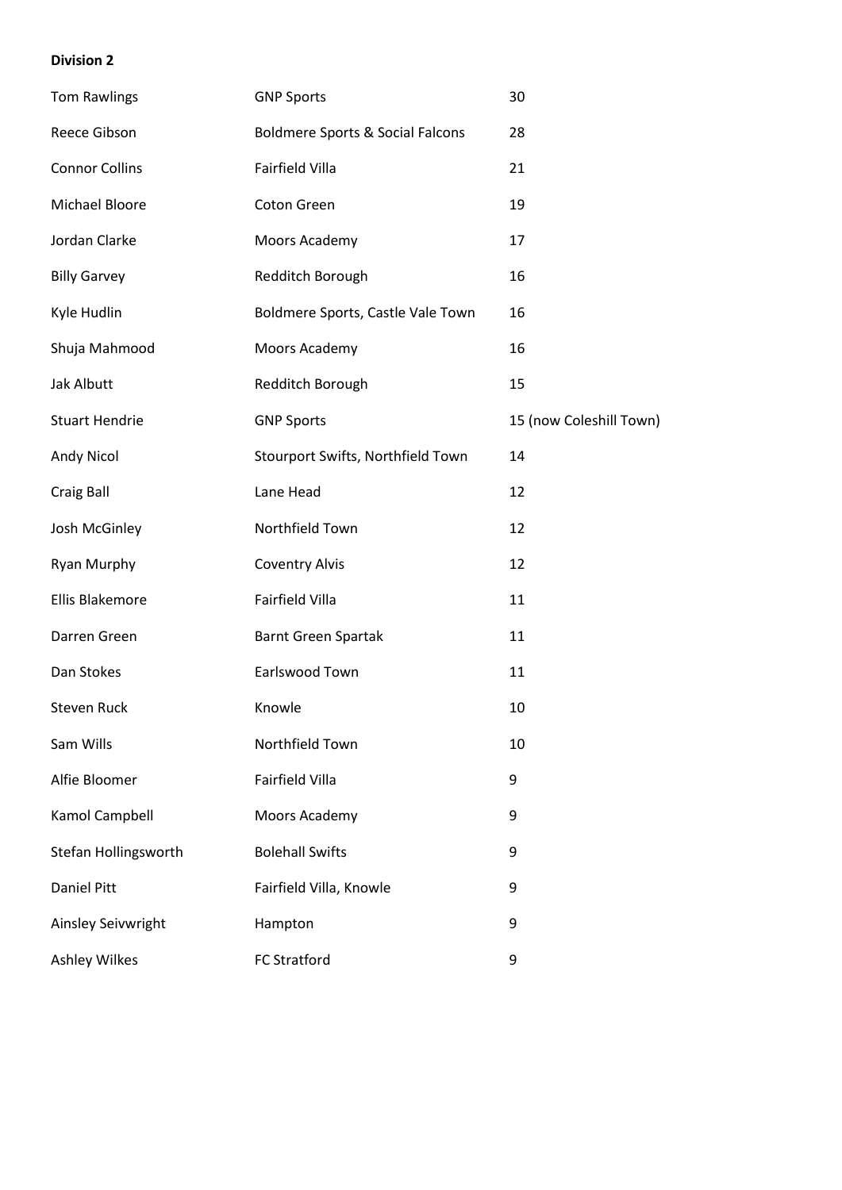**Division 2**

| | | |
|---|---|---|
| Tom Rawlings | GNP Sports | 30 |
| Reece Gibson | Boldmere Sports & Social Falcons | 28 |
| Connor Collins | Fairfield Villa | 21 |
| Michael Bloore | Coton Green | 19 |
| Jordan Clarke | Moors Academy | 17 |
| Billy Garvey | Redditch Borough | 16 |
| Kyle Hudlin | Boldmere Sports, Castle Vale Town | 16 |
| Shuja Mahmood | Moors Academy | 16 |
| Jak Albutt | Redditch Borough | 15 |
| Stuart Hendrie | GNP Sports | 15 (now Coleshill Town) |
| Andy Nicol | Stourport Swifts, Northfield Town | 14 |
| Craig Ball | Lane Head | 12 |
| Josh McGinley | Northfield Town | 12 |
| Ryan Murphy | Coventry Alvis | 12 |
| Ellis Blakemore | Fairfield Villa | 11 |
| Darren Green | Barnt Green Spartak | 11 |
| Dan Stokes | Earlswood Town | 11 |
| Steven Ruck | Knowle | 10 |
| Sam Wills | Northfield Town | 10 |
| Alfie Bloomer | Fairfield Villa | 9 |
| Kamol Campbell | Moors Academy | 9 |
| Stefan Hollingsworth | Bolehall Swifts | 9 |
| Daniel Pitt | Fairfield Villa, Knowle | 9 |
| Ainsley Seivwright | Hampton | 9 |
| Ashley Wilkes | FC Stratford | 9 |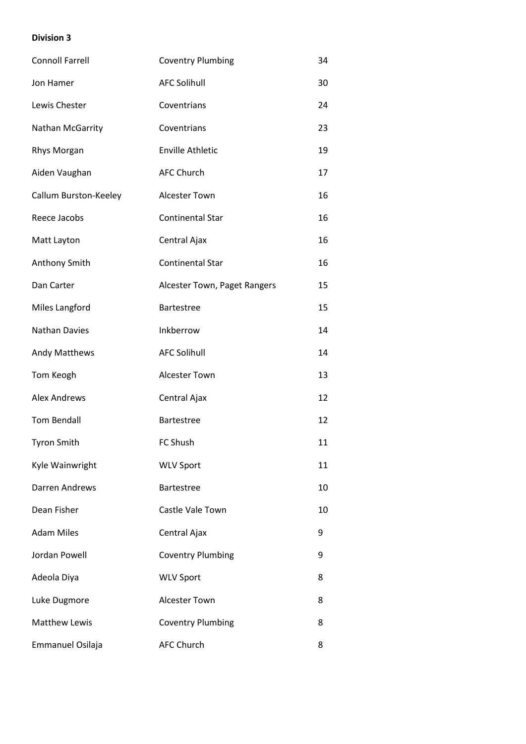**Division 3**

| | | |
|---|---|---|
| Connoll Farrell | Coventry Plumbing | 34 |
| Jon Hamer | AFC Solihull | 30 |
| Lewis Chester | Coventrians | 24 |
| Nathan McGarrity | Coventrians | 23 |
| Rhys Morgan | Enville Athletic | 19 |
| Aiden Vaughan | AFC Church | 17 |
| Callum Burston-Keeley | Alcester Town | 16 |
| Reece Jacobs | Continental Star | 16 |
| Matt Layton | Central Ajax | 16 |
| Anthony Smith | Continental Star | 16 |
| Dan Carter | Alcester Town, Paget Rangers | 15 |
| Miles Langford | Bartestree | 15 |
| Nathan Davies | Inkberrow | 14 |
| Andy Matthews | AFC Solihull | 14 |
| Tom Keogh | Alcester Town | 13 |
| Alex Andrews | Central Ajax | 12 |
| Tom Bendall | Bartestree | 12 |
| Tyron Smith | FC Shush | 11 |
| Kyle Wainwright | WLV Sport | 11 |
| Darren Andrews | Bartestree | 10 |
| Dean Fisher | Castle Vale Town | 10 |
| Adam Miles | Central Ajax | 9 |
| Jordan Powell | Coventry Plumbing | 9 |
| Adeola Diya | WLV Sport | 8 |
| Luke Dugmore | Alcester Town | 8 |
| Matthew Lewis | Coventry Plumbing | 8 |
| Emmanuel Osilaja | AFC Church | 8 |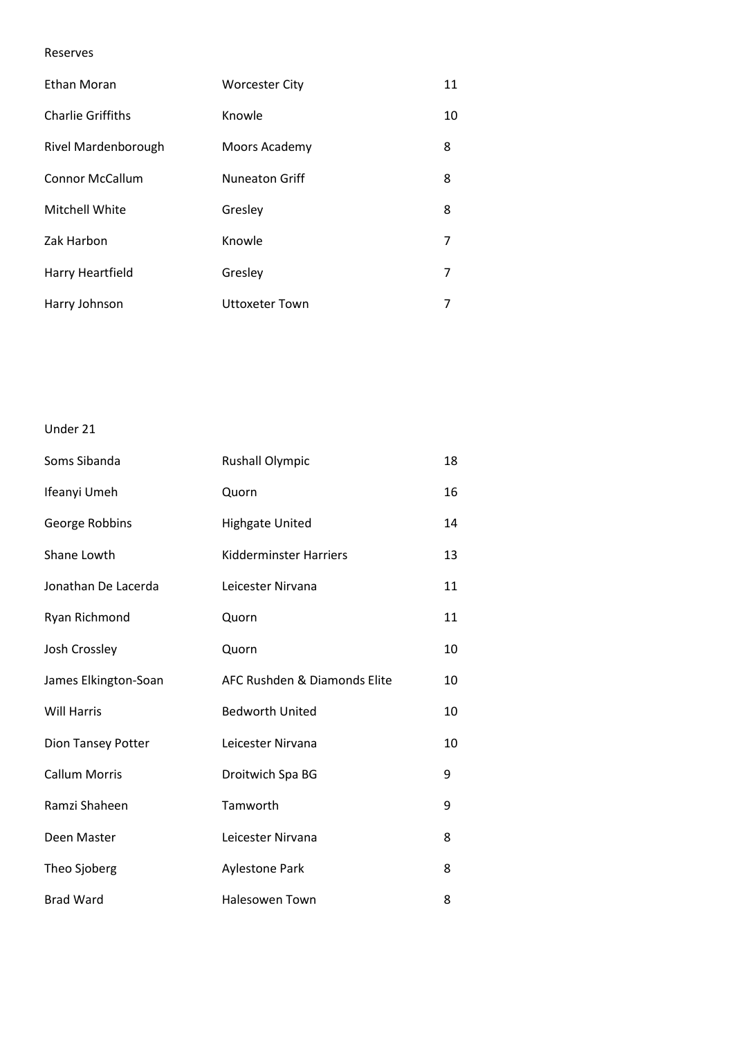Reserves

| | | |
|---|---|---|
| Ethan Moran | Worcester City | 11 |
| Charlie Griffiths | Knowle | 10 |
| Rivel Mardenborough | Moors Academy | 8 |
| Connor McCallum | Nuneaton Griff | 8 |
| Mitchell White | Gresley | 8 |
| Zak Harbon | Knowle | 7 |
| Harry Heartfield | Gresley | 7 |
| Harry Johnson | Uttoxeter Town | 7 |

Under 21

| | | |
|---|---|---|
| Soms Sibanda | Rushall Olympic | 18 |
| Ifeanyi Umeh | Quorn | 16 |
| George Robbins | Highgate United | 14 |
| Shane Lowth | Kidderminster Harriers | 13 |
| Jonathan De Lacerda | Leicester Nirvana | 11 |
| Ryan Richmond | Quorn | 11 |
| Josh Crossley | Quorn | 10 |
| James Elkington-Soan | AFC Rushden & Diamonds Elite | 10 |
| Will Harris | Bedworth United | 10 |
| Dion Tansey Potter | Leicester Nirvana | 10 |
| Callum Morris | Droitwich Spa BG | 9 |
| Ramzi Shaheen | Tamworth | 9 |
| Deen Master | Leicester Nirvana | 8 |
| Theo Sjoberg | Aylestone Park | 8 |
| Brad Ward | Halesowen Town | 8 |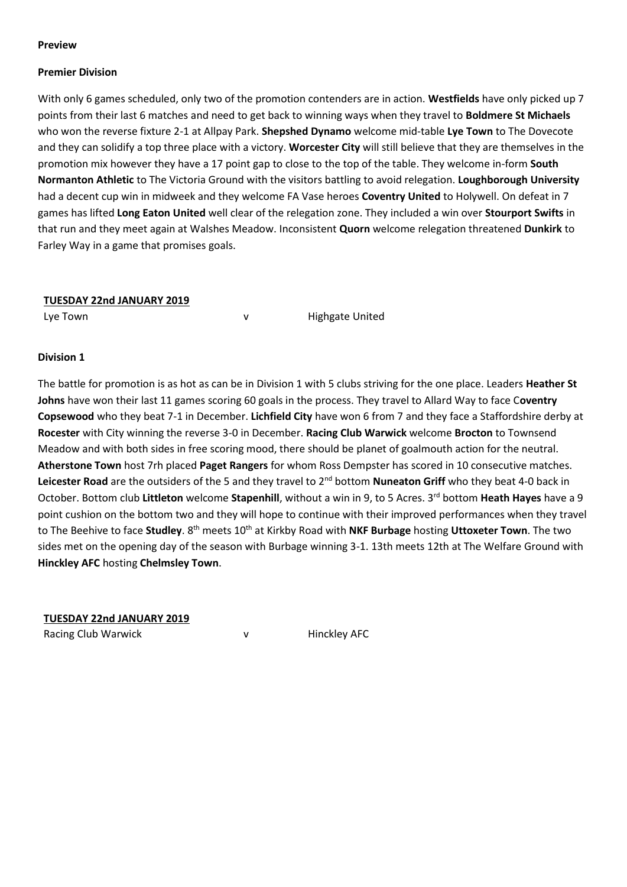**Preview**

**Premier Division**

With only 6 games scheduled, only two of the promotion contenders are in action. **Westfields** have only picked up 7 points from their last 6 matches and need to get back to winning ways when they travel to **Boldmere St Michaels** who won the reverse fixture 2-1 at Allpay Park. **Shepshed Dynamo** welcome mid-table **Lye Town** to The Dovecote and they can solidify a top three place with a victory. **Worcester City** will still believe that they are themselves in the promotion mix however they have a 17 point gap to close to the top of the table. They welcome in-form **South Normanton Athletic** to The Victoria Ground with the visitors battling to avoid relegation. **Loughborough University** had a decent cup win in midweek and they welcome FA Vase heroes **Coventry United** to Holywell. On defeat in 7 games has lifted **Long Eaton United** well clear of the relegation zone. They included a win over **Stourport Swifts** in that run and they meet again at Walshes Meadow. Inconsistent **Quorn** welcome relegation threatened **Dunkirk** to Farley Way in a game that promises goals.

**TUESDAY 22nd JANUARY 2019**

| | | |
|---|---|---|
| Lye Town | v | Highgate United |

**Division 1**

The battle for promotion is as hot as can be in Division 1 with 5 clubs striving for the one place. Leaders **Heather St Johns** have won their last 11 games scoring 60 goals in the process. They travel to Allard Way to face C**oventry Copsewood** who they beat 7-1 in December. **Lichfield City** have won 6 from 7 and they face a Staffordshire derby at **Rocester** with City winning the reverse 3-0 in December. **Racing Club Warwick** welcome **Brocton** to Townsend Meadow and with both sides in free scoring mood, there should be planet of goalmouth action for the neutral. **Atherstone Town** host 7rh placed **Paget Rangers** for whom Ross Dempster has scored in 10 consecutive matches. **Leicester Road** are the outsiders of the 5 and they travel to 2nd bottom **Nuneaton Griff** who they beat 4-0 back in October. Bottom club **Littleton** welcome **Stapenhill**, without a win in 9, to 5 Acres. 3rd bottom **Heath Hayes** have a 9 point cushion on the bottom two and they will hope to continue with their improved performances when they travel to The Beehive to face **Studley**. 8th meets 10th at Kirkby Road with **NKF Burbage** hosting **Uttoxeter Town**. The two sides met on the opening day of the season with Burbage winning 3-1. 13th meets 12th at The Welfare Ground with **Hinckley AFC** hosting **Chelmsley Town**.

**TUESDAY 22nd JANUARY 2019**

| | | |
|---|---|---|
| Racing Club Warwick | v | Hinckley AFC |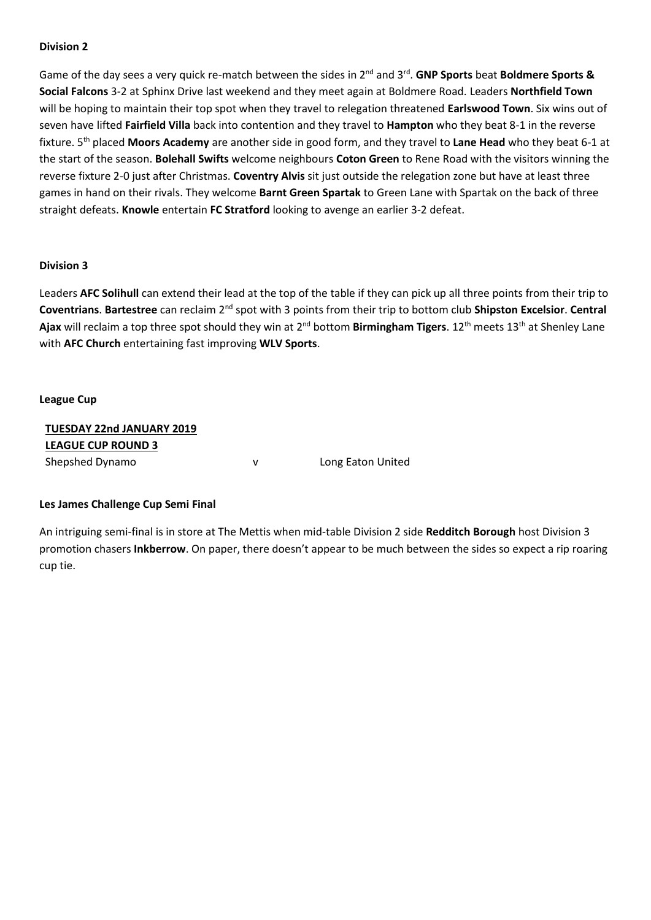**Division 2**

Game of the day sees a very quick re-match between the sides in 2nd and 3rd. **GNP Sports** beat **Boldmere Sports & Social Falcons** 3-2 at Sphinx Drive last weekend and they meet again at Boldmere Road. Leaders **Northfield Town** will be hoping to maintain their top spot when they travel to relegation threatened **Earlswood Town**. Six wins out of seven have lifted **Fairfield Villa** back into contention and they travel to **Hampton** who they beat 8-1 in the reverse fixture. 5th placed **Moors Academy** are another side in good form, and they travel to **Lane Head** who they beat 6-1 at the start of the season. **Bolehall Swifts** welcome neighbours **Coton Green** to Rene Road with the visitors winning the reverse fixture 2-0 just after Christmas. **Coventry Alvis** sit just outside the relegation zone but have at least three games in hand on their rivals. They welcome **Barnt Green Spartak** to Green Lane with Spartak on the back of three straight defeats. **Knowle** entertain **FC Stratford** looking to avenge an earlier 3-2 defeat.

**Division 3**

Leaders **AFC Solihull** can extend their lead at the top of the table if they can pick up all three points from their trip to **Coventrians**. **Bartestree** can reclaim 2nd spot with 3 points from their trip to bottom club **Shipston Excelsior**. **Central Ajax** will reclaim a top three spot should they win at 2nd bottom **Birmingham Tigers**. 12th meets 13th at Shenley Lane with **AFC Church** entertaining fast improving **WLV Sports**.

**League Cup**

**TUESDAY 22nd JANUARY 2019**
**LEAGUE CUP ROUND 3**

Shepshed Dynamo v Long Eaton United

**Les James Challenge Cup Semi Final**

An intriguing semi-final is in store at The Mettis when mid-table Division 2 side **Redditch Borough** host Division 3 promotion chasers **Inkberrow**. On paper, there doesn't appear to be much between the sides so expect a rip roaring cup tie.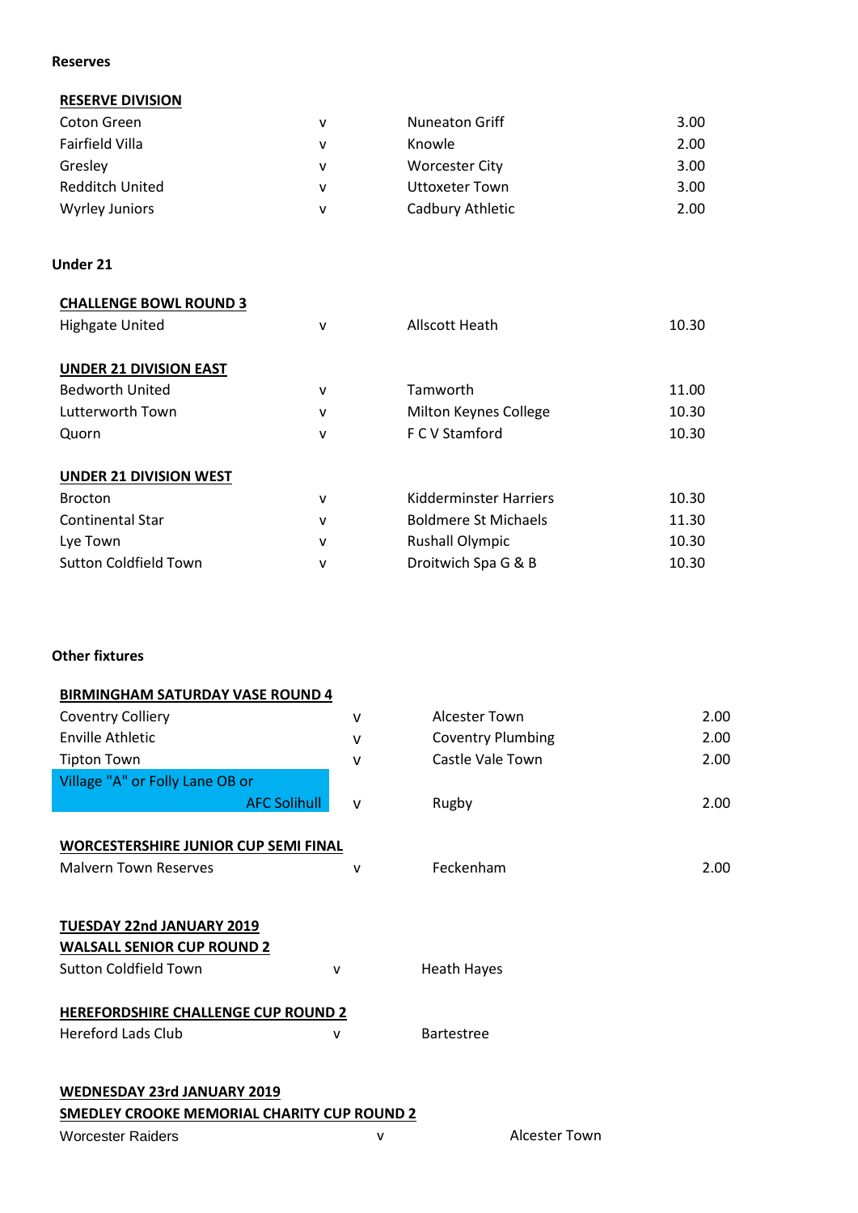**Reserves**

**RESERVE DIVISION**

| | | | |
|---|---|---|---|
| Coton Green | v | Nuneaton Griff | 3.00 |
| Fairfield Villa | v | Knowle | 2.00 |
| Gresley | v | Worcester City | 3.00 |
| Redditch United | v | Uttoxeter Town | 3.00 |
| Wyrley Juniors | v | Cadbury Athletic | 2.00 |

**Under 21**

**CHALLENGE BOWL ROUND 3**

| | | | |
|---|---|---|---|
| Highgate United | v | Allscott Heath | 10.30 |

**UNDER 21 DIVISION EAST**

| | | | |
|---|---|---|---|
| Bedworth United | v | Tamworth | 11.00 |
| Lutterworth Town | v | Milton Keynes College | 10.30 |
| Quorn | v | F C V Stamford | 10.30 |

**UNDER 21 DIVISION WEST**

| | | | |
|---|---|---|---|
| Brocton | v | Kidderminster Harriers | 10.30 |
| Continental Star | v | Boldmere St Michaels | 11.30 |
| Lye Town | v | Rushall Olympic | 10.30 |
| Sutton Coldfield Town | v | Droitwich Spa G & B | 10.30 |

**Other fixtures**

**BIRMINGHAM SATURDAY VASE ROUND 4**

| | | | |
|---|---|---|---|
| Coventry Colliery | v | Alcester Town | 2.00 |
| Enville Athletic | v | Coventry Plumbing | 2.00 |
| Tipton Town | v | Castle Vale Town | 2.00 |
| Village "A" or Folly Lane OB or AFC Solihull | v | Rugby | 2.00 |

**WORCESTERSHIRE JUNIOR CUP SEMI FINAL**

| | | | |
|---|---|---|---|
| Malvern Town Reserves | v | Feckenham | 2.00 |

**TUESDAY 22nd JANUARY 2019**

**WALSALL SENIOR CUP ROUND 2**

| | | |
|---|---|---|
| Sutton Coldfield Town | v | Heath Hayes |

**HEREFORDSHIRE CHALLENGE CUP ROUND 2**

| | | |
|---|---|---|
| Hereford Lads Club | v | Bartestree |

**WEDNESDAY 23rd JANUARY 2019**

**SMEDLEY CROOKE MEMORIAL CHARITY CUP ROUND 2**

| | | |
|---|---|---|
| Worcester Raiders | v | Alcester Town |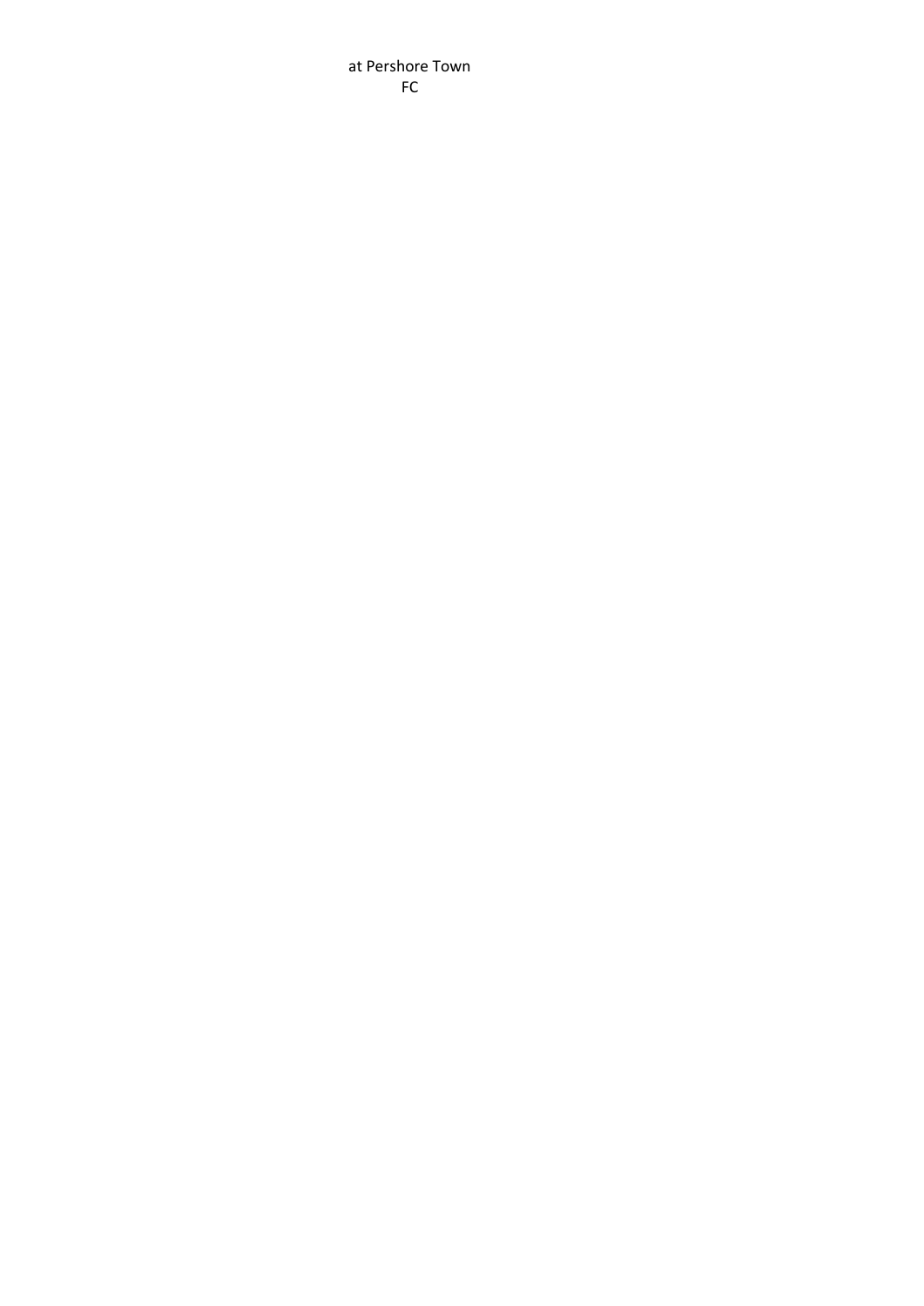at Pershore Town FC